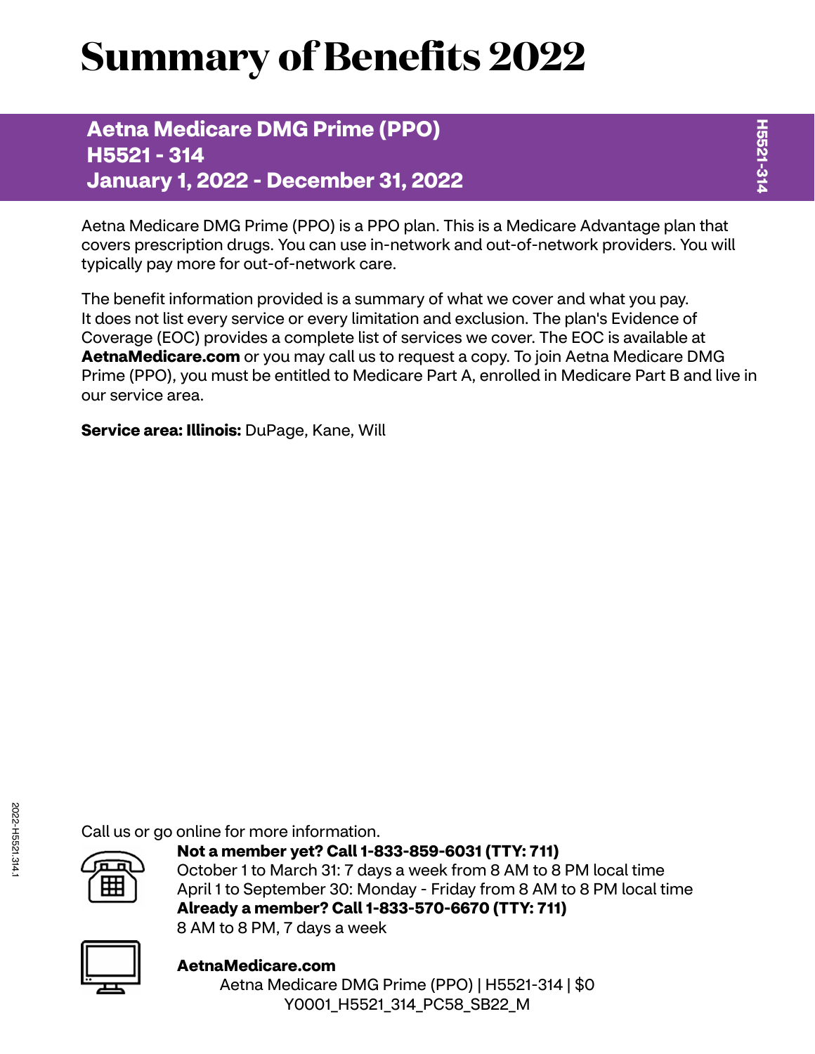# Summary of Benefits 2022

## Aetna Medicare DMG Prime (PPO)
## H5521 - 314
## January 1, 2022 - December 31, 2022

Aetna Medicare DMG Prime (PPO) is a PPO plan. This is a Medicare Advantage plan that covers prescription drugs. You can use in-network and out-of-network providers. You will typically pay more for out-of-network care.

The benefit information provided is a summary of what we cover and what you pay. It does not list every service or every limitation and exclusion. The plan's Evidence of Coverage (EOC) provides a complete list of services we cover. The EOC is available at **AetnaMedicare.com** or you may call us to request a copy. To join Aetna Medicare DMG Prime (PPO), you must be entitled to Medicare Part A, enrolled in Medicare Part B and live in our service area.

**Service area: Illinois:** DuPage, Kane, Will

Call us or go online for more information.

**Not a member yet? Call 1-833-859-6031 (TTY: 711)**
October 1 to March 31: 7 days a week from 8 AM to 8 PM local time
April 1 to September 30: Monday - Friday from 8 AM to 8 PM local time
**Already a member? Call 1-833-570-6670 (TTY: 711)**
8 AM to 8 PM, 7 days a week

**AetnaMedicare.com**

Aetna Medicare DMG Prime (PPO) | H5521-314 | $0
Y0001_H5521_314_PC58_SB22_M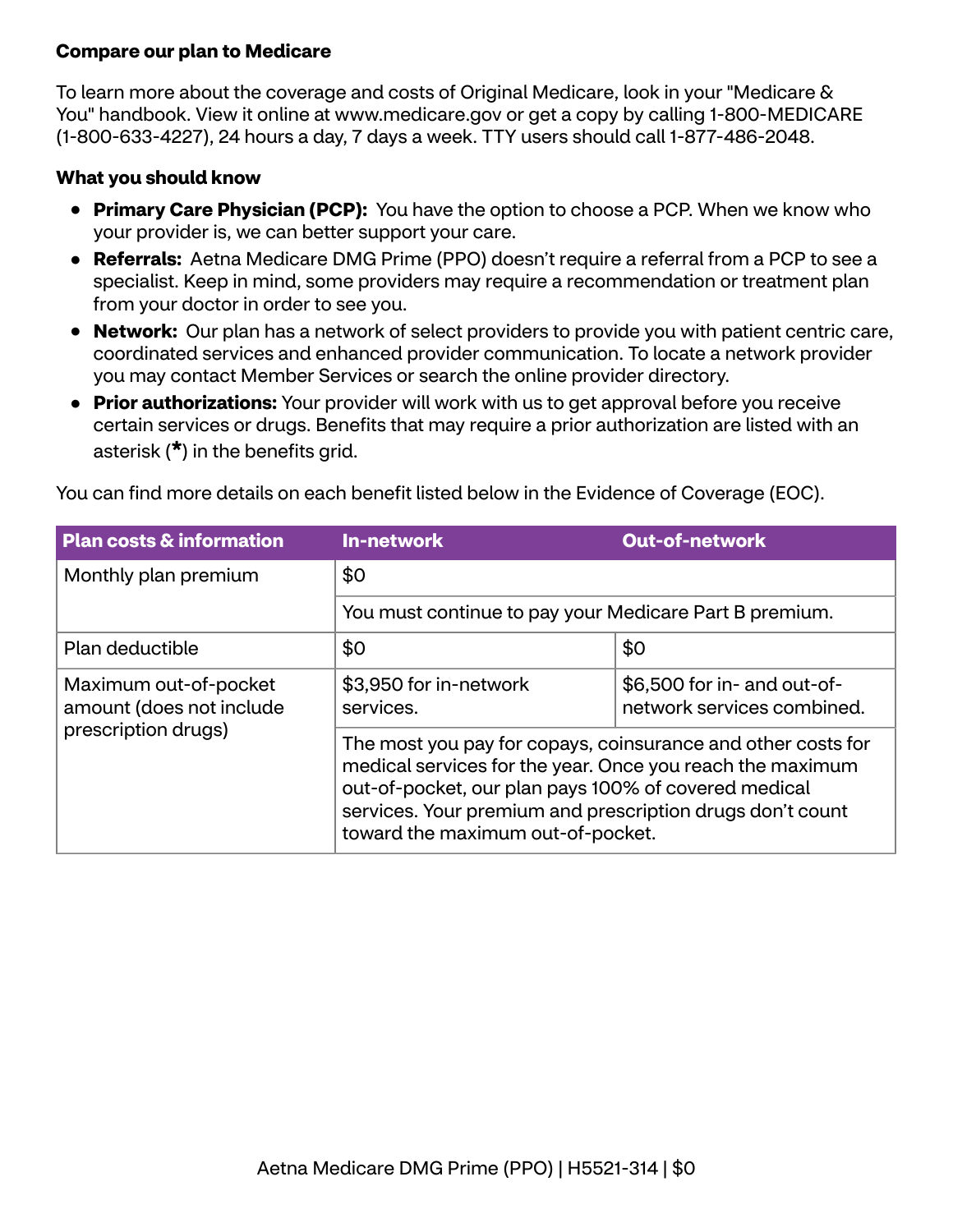**Compare our plan to Medicare**

To learn more about the coverage and costs of Original Medicare, look in your "Medicare & You" handbook. View it online at www.medicare.gov or get a copy by calling 1-800-MEDICARE (1-800-633-4227), 24 hours a day, 7 days a week. TTY users should call 1-877-486-2048.

**What you should know**

- **Primary Care Physician (PCP):** You have the option to choose a PCP. When we know who your provider is, we can better support your care.
- **Referrals:** Aetna Medicare DMG Prime (PPO) doesn't require a referral from a PCP to see a specialist. Keep in mind, some providers may require a recommendation or treatment plan from your doctor in order to see you.
- **Network:** Our plan has a network of select providers to provide you with patient centric care, coordinated services and enhanced provider communication. To locate a network provider you may contact Member Services or search the online provider directory.
- **Prior authorizations:** Your provider will work with us to get approval before you receive certain services or drugs. Benefits that may require a prior authorization are listed with an asterisk (**\***) in the benefits grid.

You can find more details on each benefit listed below in the Evidence of Coverage (EOC).

| Plan costs & information | In-network | Out-of-network |
|---|---|---|
| Monthly plan premium | $0 | |
| | You must continue to pay your Medicare Part B premium. | |
| Plan deductible | $0 | $0 |
| Maximum out-of-pocket amount (does not include prescription drugs) | $3,950 for in-network services. | $6,500 for in- and out-of-network services combined. |
| | The most you pay for copays, coinsurance and other costs for medical services for the year. Once you reach the maximum out-of-pocket, our plan pays 100% of covered medical services. Your premium and prescription drugs don't count toward the maximum out-of-pocket. | |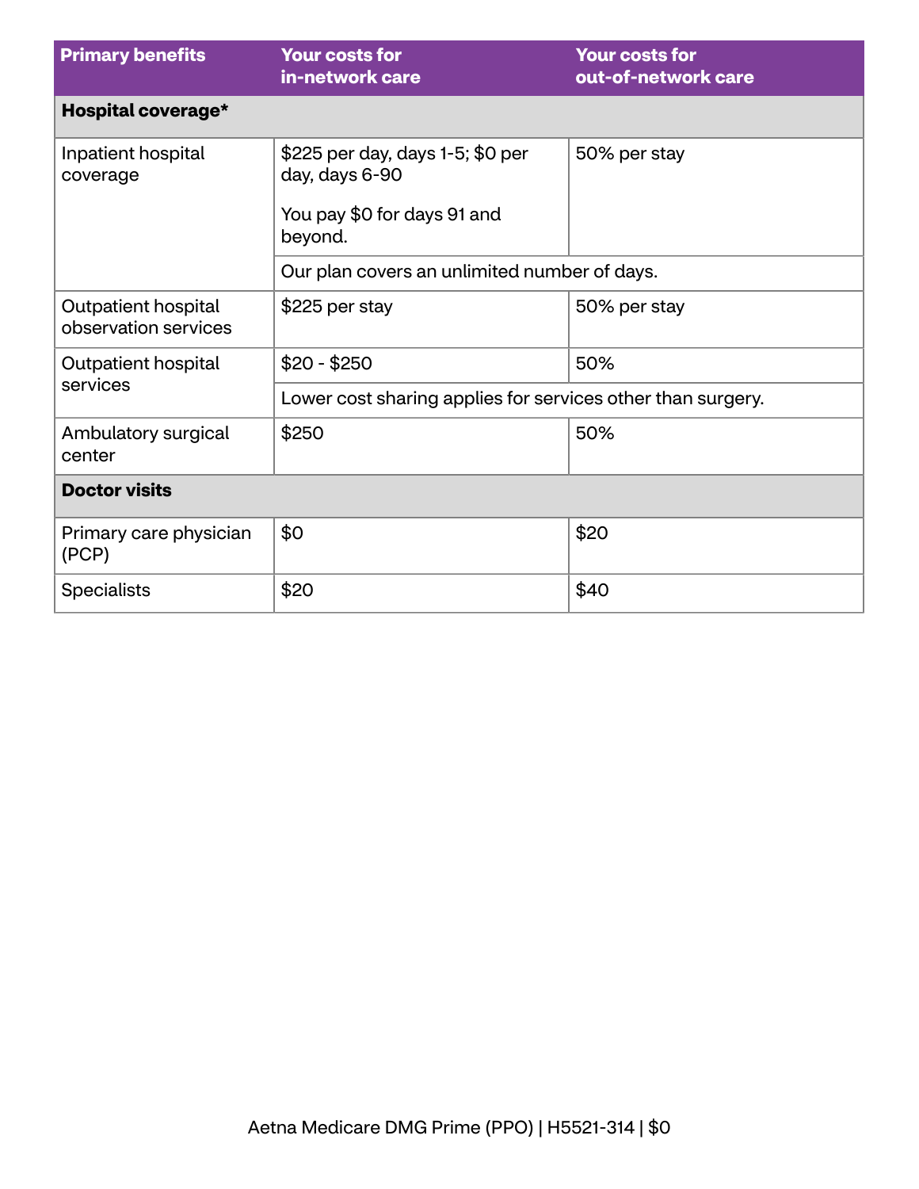| Primary benefits | Your costs for in-network care | Your costs for out-of-network care |
|---|---|---|
| **Hospital coverage*** | | |
| Inpatient hospital coverage | $225 per day, days 1-5; $0 per day, days 6-90<br><br>You pay $0 for days 91 and beyond. | 50% per stay |
| | Our plan covers an unlimited number of days. | |
| Outpatient hospital observation services | $225 per stay | 50% per stay |
| Outpatient hospital services | $20 - $250 | 50% |
| | Lower cost sharing applies for services other than surgery. | |
| Ambulatory surgical center | $250 | 50% |
| **Doctor visits** | | |
| Primary care physician (PCP) | $0 | $20 |
| Specialists | $20 | $40 |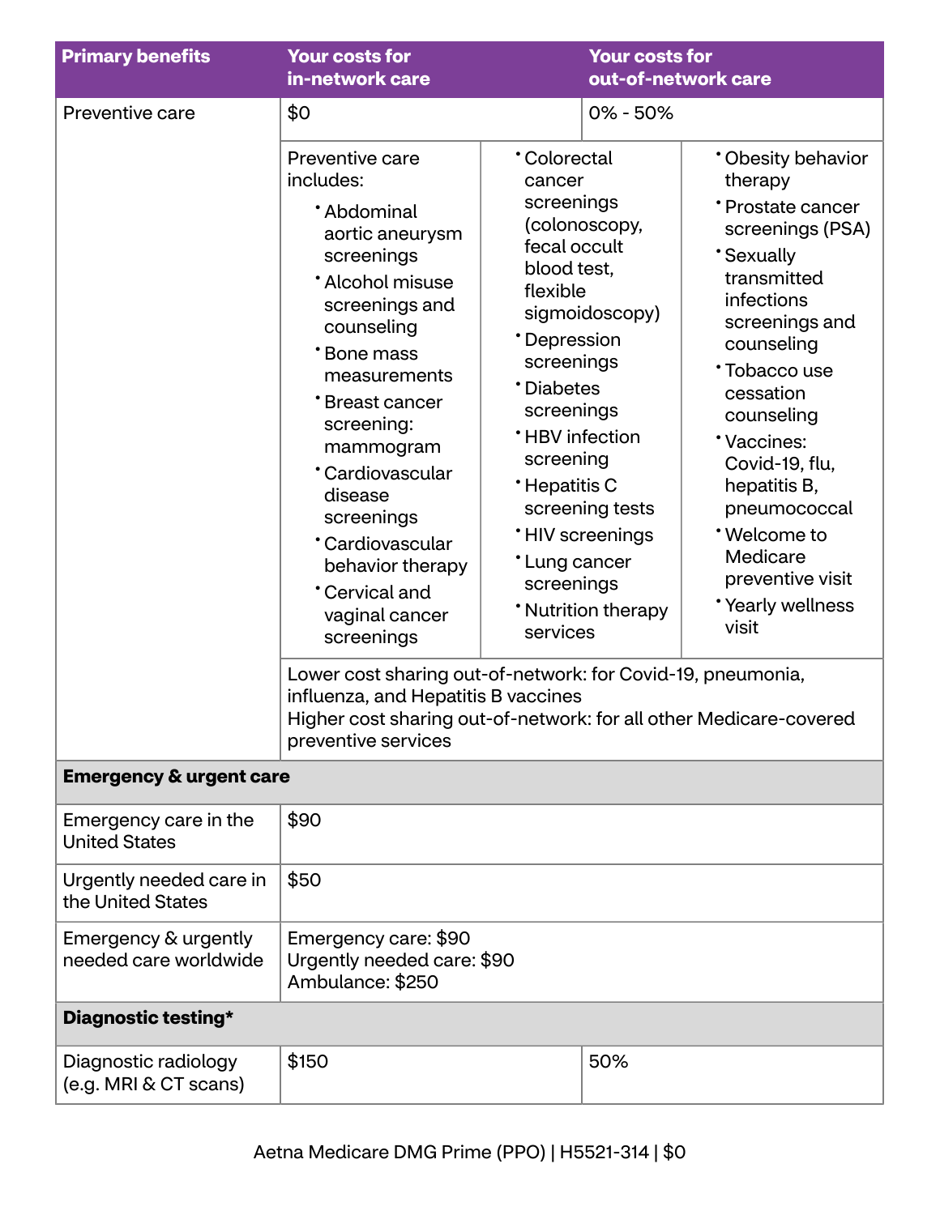| Primary benefits | Your costs for in-network care | Your costs for out-of-network care |
|---|---|---|
| Preventive care | $0 | 0% - 50% |
| | Preventive care includes:<br>• Abdominal aortic aneurysm screenings<br>• Alcohol misuse screenings and counseling<br>• Bone mass measurements<br>• Breast cancer screening: mammogram<br>• Cardiovascular disease screenings<br>• Cardiovascular behavior therapy<br>• Cervical and vaginal cancer screenings<br>• Colorectal cancer screenings (colonoscopy, fecal occult blood test, flexible sigmoidoscopy)<br>• Depression screenings<br>• Diabetes screenings<br>• HBV infection screening<br>• Hepatitis C screening tests<br>• HIV screenings<br>• Lung cancer screenings<br>• Nutrition therapy services<br>• Obesity behavior therapy<br>• Prostate cancer screenings (PSA)<br>• Sexually transmitted infections screenings and counseling<br>• Tobacco use cessation counseling<br>• Vaccines: Covid-19, flu, hepatitis B, pneumococcal<br>• Welcome to Medicare preventive visit<br>• Yearly wellness visit | |
| | Lower cost sharing out-of-network: for Covid-19, pneumonia, influenza, and Hepatitis B vaccines<br>Higher cost sharing out-of-network: for all other Medicare-covered preventive services | |
| **Emergency & urgent care** | | |
| Emergency care in the United States | $90 | |
| Urgently needed care in the United States | $50 | |
| Emergency & urgently needed care worldwide | Emergency care: $90<br>Urgently needed care: $90<br>Ambulance: $250 | |
| **Diagnostic testing*** | | |
| Diagnostic radiology (e.g. MRI & CT scans) | $150 | 50% |

Aetna Medicare DMG Prime (PPO) | H5521-314 | $0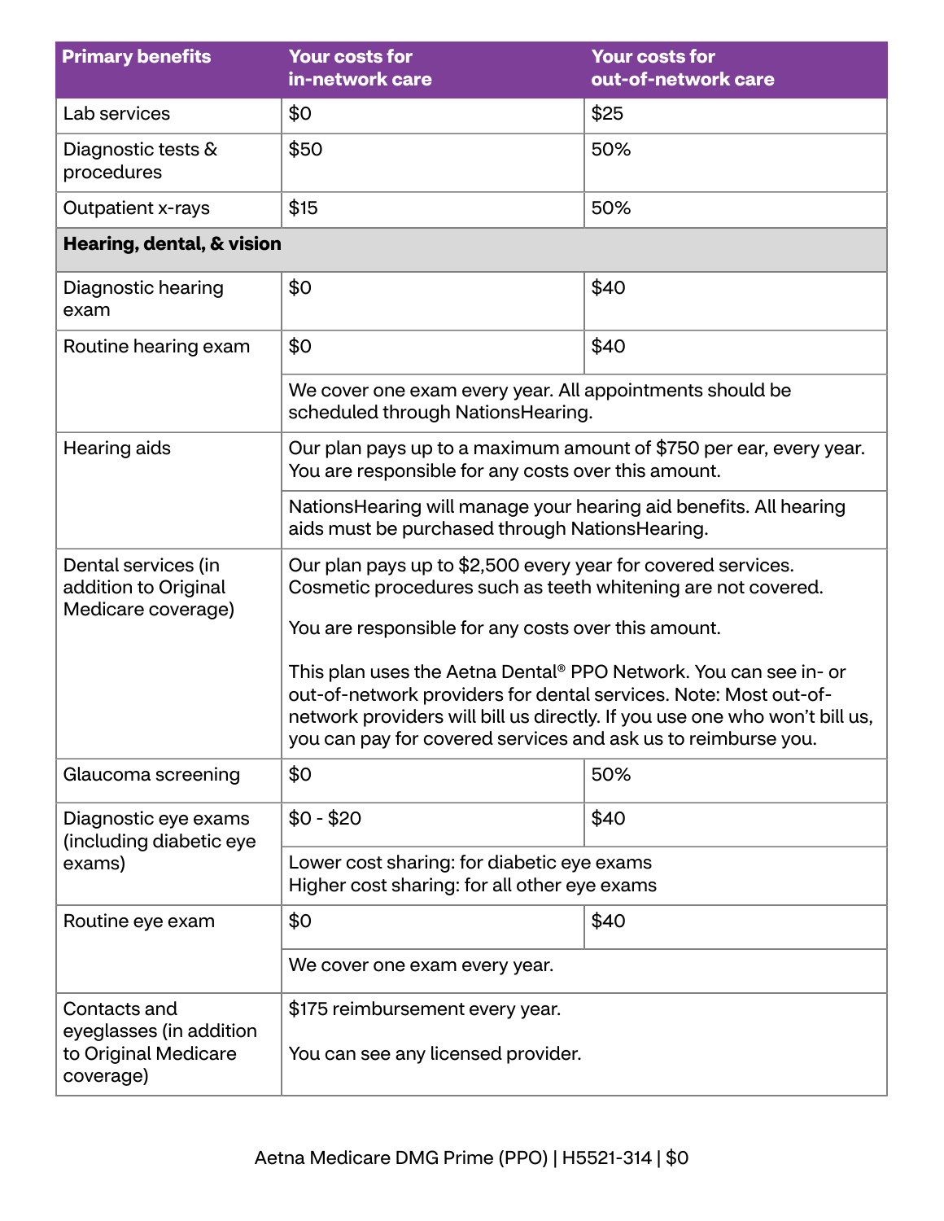| Primary benefits | Your costs for in-network care | Your costs for out-of-network care |
|---|---|---|
| Lab services | $0 | $25 |
| Diagnostic tests & procedures | $50 | 50% |
| Outpatient x-rays | $15 | 50% |
| **Hearing, dental, & vision** | | |
| Diagnostic hearing exam | $0 | $40 |
| Routine hearing exam | $0 | $40 |
| | We cover one exam every year. All appointments should be scheduled through NationsHearing. | |
| Hearing aids | Our plan pays up to a maximum amount of $750 per ear, every year. You are responsible for any costs over this amount. | |
| | NationsHearing will manage your hearing aid benefits. All hearing aids must be purchased through NationsHearing. | |
| Dental services (in addition to Original Medicare coverage) | Our plan pays up to $2,500 every year for covered services. Cosmetic procedures such as teeth whitening are not covered. You are responsible for any costs over this amount. This plan uses the Aetna Dental® PPO Network. You can see in- or out-of-network providers for dental services. Note: Most out-of-network providers will bill us directly. If you use one who won't bill us, you can pay for covered services and ask us to reimburse you. | |
| Glaucoma screening | $0 | 50% |
| Diagnostic eye exams (including diabetic eye exams) | $0 - $20 | $40 |
| | Lower cost sharing: for diabetic eye exams Higher cost sharing: for all other eye exams | |
| Routine eye exam | $0 | $40 |
| | We cover one exam every year. | |
| Contacts and eyeglasses (in addition to Original Medicare coverage) | $175 reimbursement every year. You can see any licensed provider. | |

Aetna Medicare DMG Prime (PPO) | H5521-314 | $0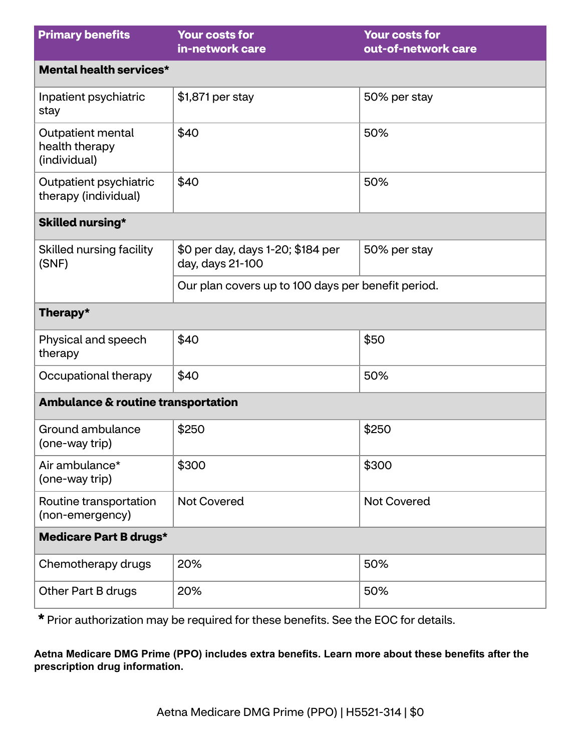| Primary benefits | Your costs for in-network care | Your costs for out-of-network care |
|---|---|---|
| **Mental health services*** | | |
| Inpatient psychiatric stay | $1,871 per stay | 50% per stay |
| Outpatient mental health therapy (individual) | $40 | 50% |
| Outpatient psychiatric therapy (individual) | $40 | 50% |
| **Skilled nursing*** | | |
| Skilled nursing facility (SNF) | $0 per day, days 1-20; $184 per day, days 21-100 | 50% per stay |
| | Our plan covers up to 100 days per benefit period. | |
| **Therapy*** | | |
| Physical and speech therapy | $40 | $50 |
| Occupational therapy | $40 | 50% |
| **Ambulance & routine transportation** | | |
| Ground ambulance (one-way trip) | $250 | $250 |
| Air ambulance* (one-way trip) | $300 | $300 |
| Routine transportation (non-emergency) | Not Covered | Not Covered |
| **Medicare Part B drugs*** | | |
| Chemotherapy drugs | 20% | 50% |
| Other Part B drugs | 20% | 50% |

**\*** Prior authorization may be required for these benefits. See the EOC for details.

**Aetna Medicare DMG Prime (PPO) includes extra benefits. Learn more about these benefits after the prescription drug information.**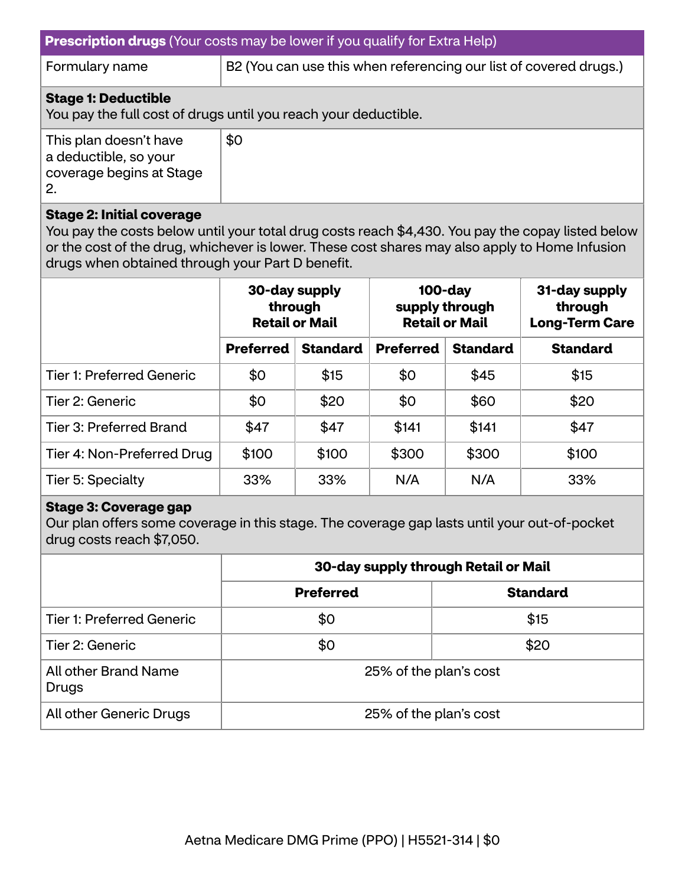| **Prescription drugs** (Your costs may be lower if you qualify for Extra Help) | |
|---|---|
| Formulary name | B2 (You can use this when referencing our list of covered drugs.) |

**Stage 1: Deductible**
You pay the full cost of drugs until you reach your deductible.

| | |
|---|---|
| This plan doesn't have a deductible, so your coverage begins at Stage 2. | $0 |

**Stage 2: Initial coverage**
You pay the costs below until your total drug costs reach $4,430. You pay the copay listed below or the cost of the drug, whichever is lower. These cost shares may also apply to Home Infusion drugs when obtained through your Part D benefit.

| | **30-day supply through Retail or Mail** | | **100-day supply through Retail or Mail** | | **31-day supply through Long-Term Care** |
|---|---|---|---|---|---|
| | **Preferred** | **Standard** | **Preferred** | **Standard** | **Standard** |
| Tier 1: Preferred Generic | $0 | $15 | $0 | $45 | $15 |
| Tier 2: Generic | $0 | $20 | $0 | $60 | $20 |
| Tier 3: Preferred Brand | $47 | $47 | $141 | $141 | $47 |
| Tier 4: Non-Preferred Drug | $100 | $100 | $300 | $300 | $100 |
| Tier 5: Specialty | 33% | 33% | N/A | N/A | 33% |

**Stage 3: Coverage gap**
Our plan offers some coverage in this stage. The coverage gap lasts until your out-of-pocket drug costs reach $7,050.

| | **30-day supply through Retail or Mail** | |
|---|---|---|
| | **Preferred** | **Standard** |
| Tier 1: Preferred Generic | $0 | $15 |
| Tier 2: Generic | $0 | $20 |
| All other Brand Name Drugs | 25% of the plan's cost | |
| All other Generic Drugs | 25% of the plan's cost | |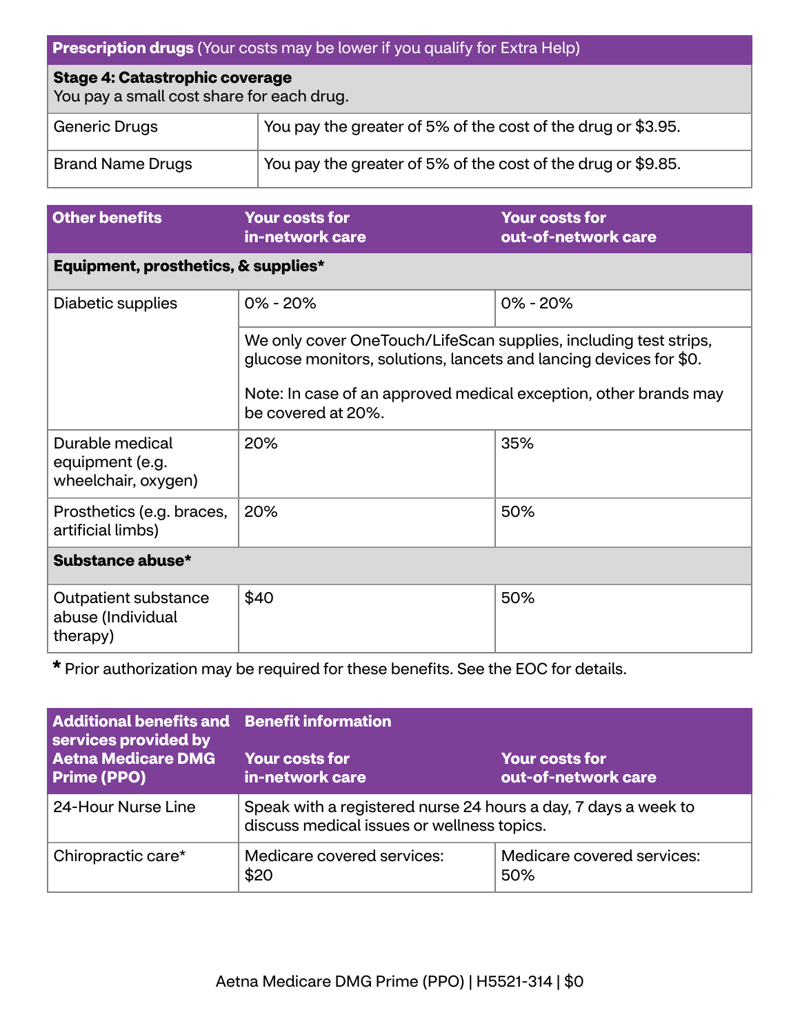| Prescription drugs (Your costs may be lower if you qualify for Extra Help) | |
|---|---|
| **Stage 4: Catastrophic coverage**<br>You pay a small cost share for each drug. | |
| Generic Drugs | You pay the greater of 5% of the cost of the drug or $3.95. |
| Brand Name Drugs | You pay the greater of 5% of the cost of the drug or $9.85. |

| Other benefits | Your costs for in-network care | Your costs for out-of-network care |
|---|---|---|
| **Equipment, prosthetics, & supplies*** | | |
| Diabetic supplies | 0% - 20% | 0% - 20% |
| | We only cover OneTouch/LifeScan supplies, including test strips, glucose monitors, solutions, lancets and lancing devices for $0.<br><br>Note: In case of an approved medical exception, other brands may be covered at 20%. | |
| Durable medical equipment (e.g. wheelchair, oxygen) | 20% | 35% |
| Prosthetics (e.g. braces, artificial limbs) | 20% | 50% |
| **Substance abuse*** | | |
| Outpatient substance abuse (Individual therapy) | $40 | 50% |

* Prior authorization may be required for these benefits. See the EOC for details.

| Additional benefits and services provided by Aetna Medicare DMG Prime (PPO) | Benefit information<br><br>Your costs for in-network care | Your costs for out-of-network care |
|---|---|---|
| 24-Hour Nurse Line | Speak with a registered nurse 24 hours a day, 7 days a week to discuss medical issues or wellness topics. | |
| Chiropractic care* | Medicare covered services: $20 | Medicare covered services: 50% |

Aetna Medicare DMG Prime (PPO) | H5521-314 | $0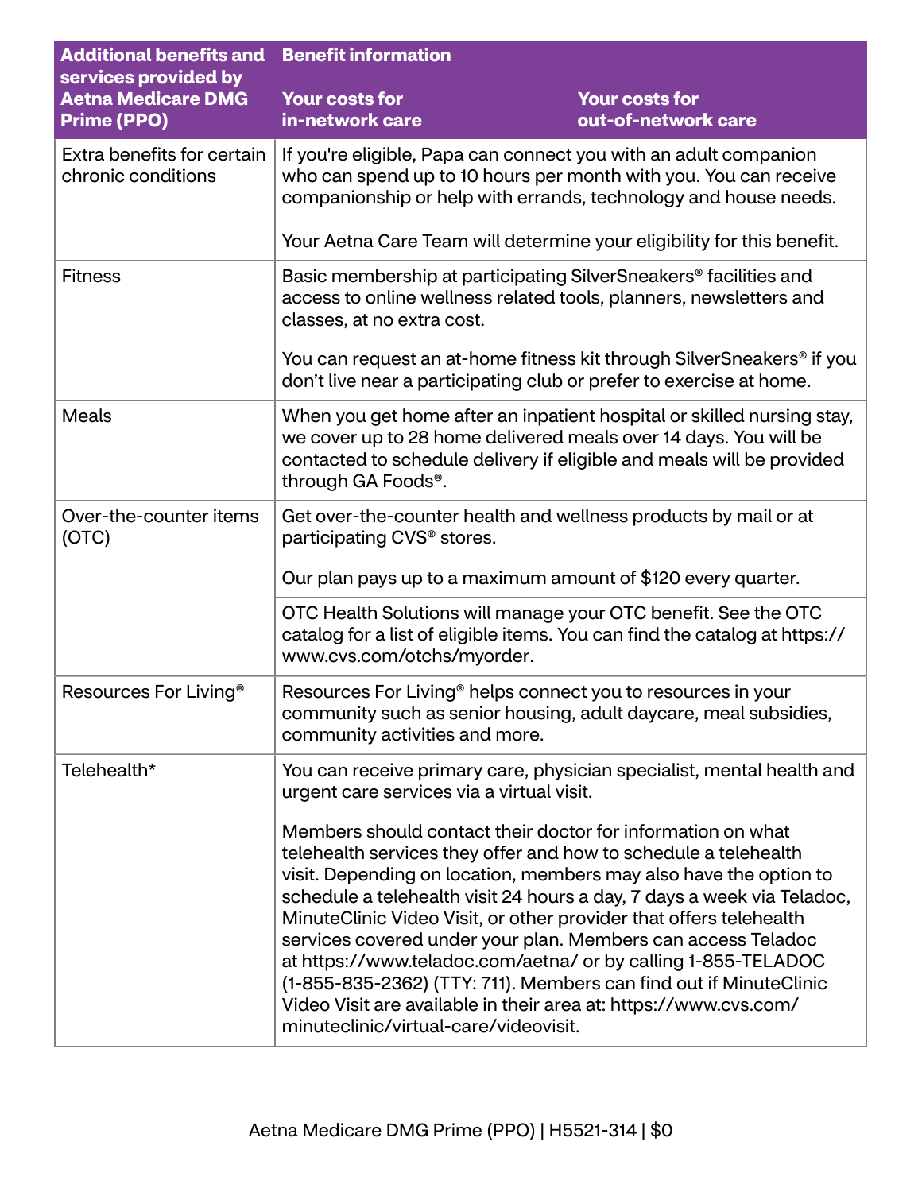| Additional benefits and services provided by Aetna Medicare DMG Prime (PPO) | Benefit information | |
|---|---|---|
| | Your costs for in-network care | Your costs for out-of-network care |
| Extra benefits for certain chronic conditions | If you're eligible, Papa can connect you with an adult companion who can spend up to 10 hours per month with you. You can receive companionship or help with errands, technology and house needs.<br><br>Your Aetna Care Team will determine your eligibility for this benefit. | |
| Fitness | Basic membership at participating SilverSneakers® facilities and access to online wellness related tools, planners, newsletters and classes, at no extra cost.<br><br>You can request an at-home fitness kit through SilverSneakers® if you don't live near a participating club or prefer to exercise at home. | |
| Meals | When you get home after an inpatient hospital or skilled nursing stay, we cover up to 28 home delivered meals over 14 days. You will be contacted to schedule delivery if eligible and meals will be provided through GA Foods®. | |
| Over-the-counter items (OTC) | Get over-the-counter health and wellness products by mail or at participating CVS® stores.<br><br>Our plan pays up to a maximum amount of $120 every quarter. | |
| | OTC Health Solutions will manage your OTC benefit. See the OTC catalog for a list of eligible items. You can find the catalog at https://www.cvs.com/otchs/myorder. | |
| Resources For Living® | Resources For Living® helps connect you to resources in your community such as senior housing, adult daycare, meal subsidies, community activities and more. | |
| Telehealth* | You can receive primary care, physician specialist, mental health and urgent care services via a virtual visit.<br><br>Members should contact their doctor for information on what telehealth services they offer and how to schedule a telehealth visit. Depending on location, members may also have the option to schedule a telehealth visit 24 hours a day, 7 days a week via Teladoc, MinuteClinic Video Visit, or other provider that offers telehealth services covered under your plan. Members can access Teladoc at https://www.teladoc.com/aetna/ or by calling 1-855-TELADOC (1-855-835-2362) (TTY: 711). Members can find out if MinuteClinic Video Visit are available in their area at: https://www.cvs.com/minuteclinic/virtual-care/videovisit. | |

Aetna Medicare DMG Prime (PPO) | H5521-314 | $0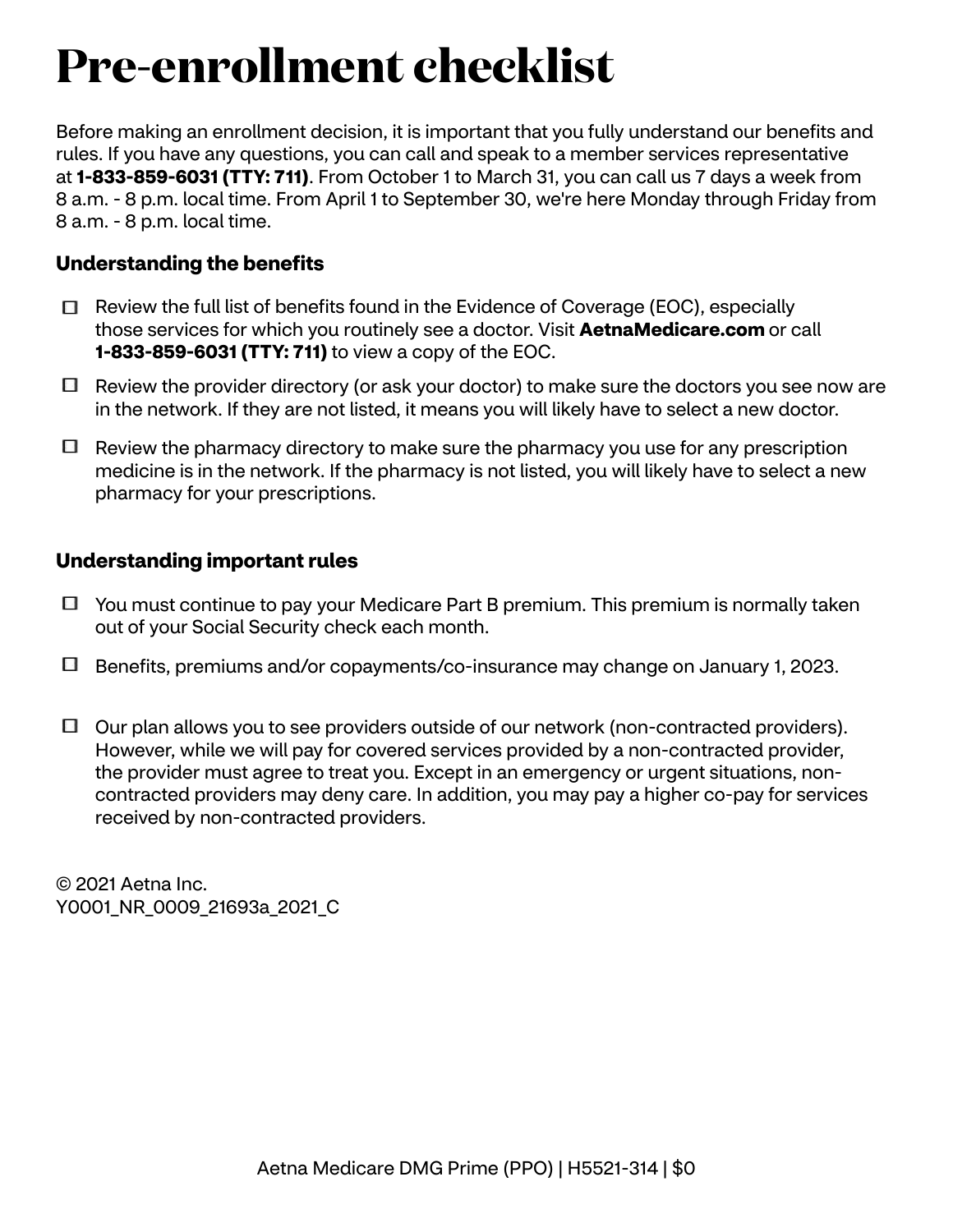# Pre-enrollment checklist

Before making an enrollment decision, it is important that you fully understand our benefits and rules. If you have any questions, you can call and speak to a member services representative at **1-833-859-6031 (TTY: 711)**. From October 1 to March 31, you can call us 7 days a week from 8 a.m. - 8 p.m. local time. From April 1 to September 30, we're here Monday through Friday from 8 a.m. - 8 p.m. local time.

### Understanding the benefits

- ☐ Review the full list of benefits found in the Evidence of Coverage (EOC), especially those services for which you routinely see a doctor. Visit **AetnaMedicare.com** or call **1-833-859-6031 (TTY: 711)** to view a copy of the EOC.
- ☐ Review the provider directory (or ask your doctor) to make sure the doctors you see now are in the network. If they are not listed, it means you will likely have to select a new doctor.
- ☐ Review the pharmacy directory to make sure the pharmacy you use for any prescription medicine is in the network. If the pharmacy is not listed, you will likely have to select a new pharmacy for your prescriptions.

### Understanding important rules

- ☐ You must continue to pay your Medicare Part B premium. This premium is normally taken out of your Social Security check each month.
- ☐ Benefits, premiums and/or copayments/co-insurance may change on January 1, 2023.
- ☐ Our plan allows you to see providers outside of our network (non-contracted providers). However, while we will pay for covered services provided by a non-contracted provider, the provider must agree to treat you. Except in an emergency or urgent situations, non-contracted providers may deny care. In addition, you may pay a higher co-pay for services received by non-contracted providers.

© 2021 Aetna Inc.
Y0001_NR_0009_21693a_2021_C

Aetna Medicare DMG Prime (PPO) | H5521-314 | $0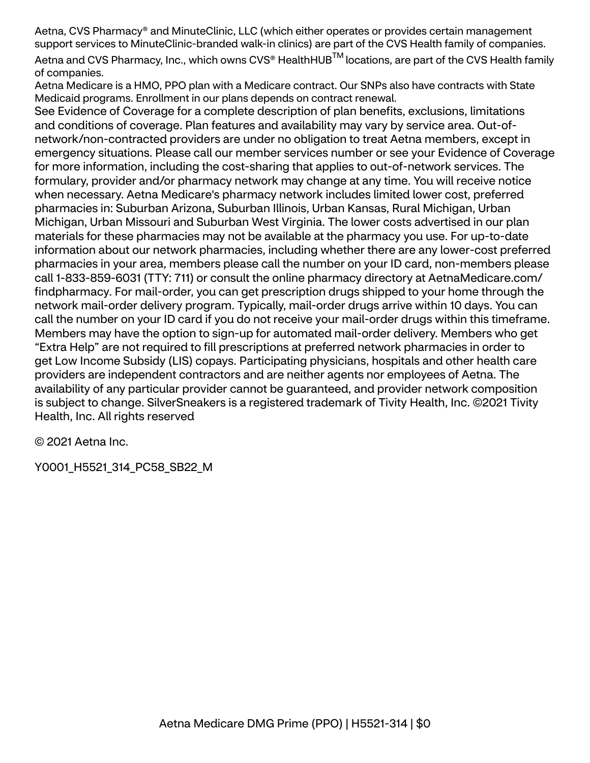Aetna, CVS Pharmacy® and MinuteClinic, LLC (which either operates or provides certain management support services to MinuteClinic-branded walk-in clinics) are part of the CVS Health family of companies.

Aetna and CVS Pharmacy, Inc., which owns CVS® HealthHUB™ locations, are part of the CVS Health family of companies.

Aetna Medicare is a HMO, PPO plan with a Medicare contract. Our SNPs also have contracts with State Medicaid programs. Enrollment in our plans depends on contract renewal.

See Evidence of Coverage for a complete description of plan benefits, exclusions, limitations and conditions of coverage. Plan features and availability may vary by service area. Out-of-network/non-contracted providers are under no obligation to treat Aetna members, except in emergency situations. Please call our member services number or see your Evidence of Coverage for more information, including the cost-sharing that applies to out-of-network services. The formulary, provider and/or pharmacy network may change at any time. You will receive notice when necessary. Aetna Medicare's pharmacy network includes limited lower cost, preferred pharmacies in: Suburban Arizona, Suburban Illinois, Urban Kansas, Rural Michigan, Urban Michigan, Urban Missouri and Suburban West Virginia. The lower costs advertised in our plan materials for these pharmacies may not be available at the pharmacy you use. For up-to-date information about our network pharmacies, including whether there are any lower-cost preferred pharmacies in your area, members please call the number on your ID card, non-members please call 1-833-859-6031 (TTY: 711) or consult the online pharmacy directory at AetnaMedicare.com/findpharmacy. For mail-order, you can get prescription drugs shipped to your home through the network mail-order delivery program. Typically, mail-order drugs arrive within 10 days. You can call the number on your ID card if you do not receive your mail-order drugs within this timeframe. Members may have the option to sign-up for automated mail-order delivery. Members who get "Extra Help" are not required to fill prescriptions at preferred network pharmacies in order to get Low Income Subsidy (LIS) copays. Participating physicians, hospitals and other health care providers are independent contractors and are neither agents nor employees of Aetna. The availability of any particular provider cannot be guaranteed, and provider network composition is subject to change. SilverSneakers is a registered trademark of Tivity Health, Inc. ©2021 Tivity Health, Inc. All rights reserved

© 2021 Aetna Inc.

Y0001_H5521_314_PC58_SB22_M